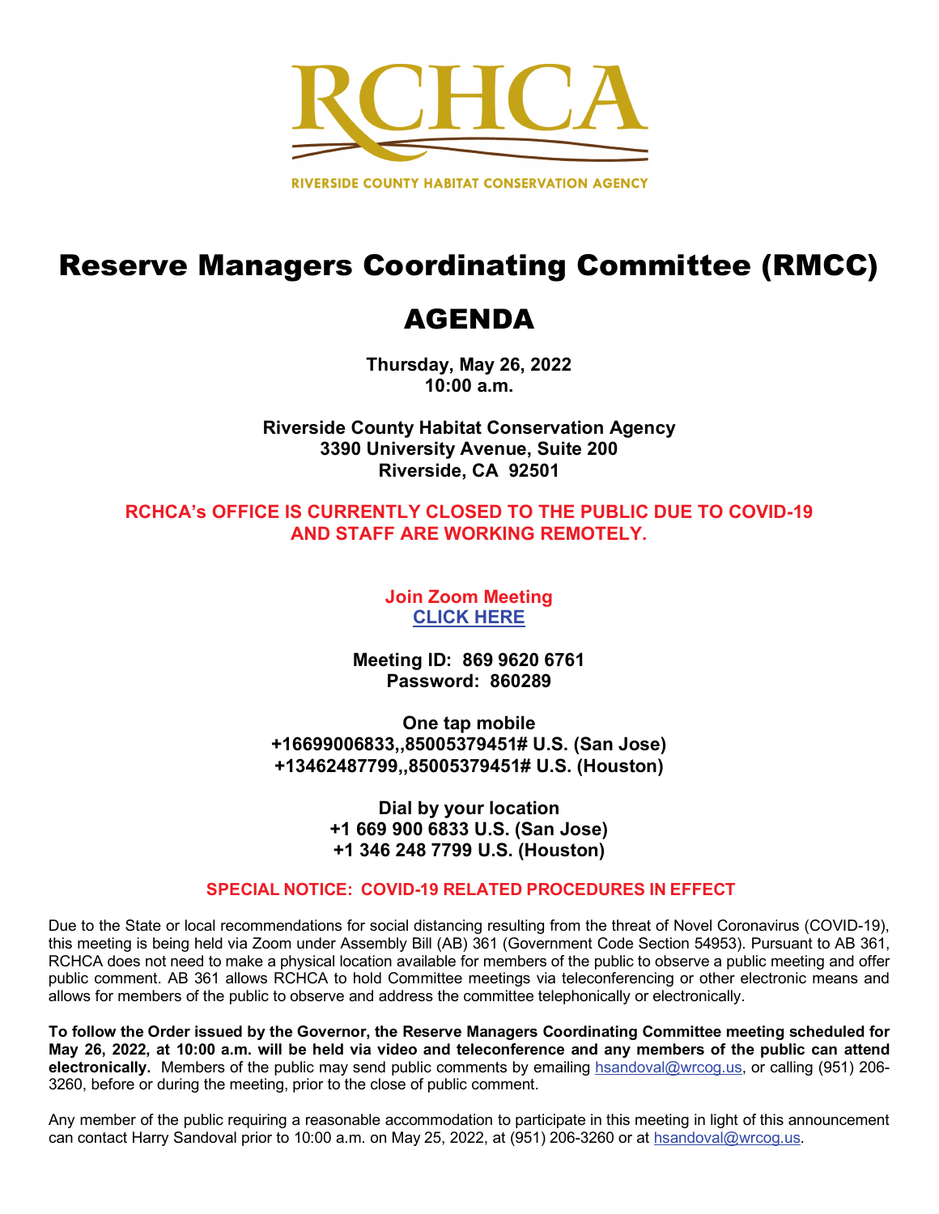RCHCA

RIVERSIDE COUNTY HABITAT CONSERVATION AGENCY

# Reserve Managers Coordinating Committee (RMCC)

# AGENDA

**Thursday, May 26, 2022**
**10:00 a.m.**

**Riverside County Habitat Conservation Agency**
**3390 University Avenue, Suite 200**
**Riverside, CA 92501**

**RCHCA's OFFICE IS CURRENTLY CLOSED TO THE PUBLIC DUE TO COVID-19 AND STAFF ARE WORKING REMOTELY.**

**Join Zoom Meeting**
**CLICK HERE**

**Meeting ID: 869 9620 6761**
**Password: 860289**

**One tap mobile**
**+16699006833,,85005379451# U.S. (San Jose)**
**+13462487799,,85005379451# U.S. (Houston)**

**Dial by your location**
**+1 669 900 6833 U.S. (San Jose)**
**+1 346 248 7799 U.S. (Houston)**

**SPECIAL NOTICE: COVID-19 RELATED PROCEDURES IN EFFECT**

Due to the State or local recommendations for social distancing resulting from the threat of Novel Coronavirus (COVID-19), this meeting is being held via Zoom under Assembly Bill (AB) 361 (Government Code Section 54953). Pursuant to AB 361, RCHCA does not need to make a physical location available for members of the public to observe a public meeting and offer public comment. AB 361 allows RCHCA to hold Committee meetings via teleconferencing or other electronic means and allows for members of the public to observe and address the committee telephonically or electronically.

**To follow the Order issued by the Governor, the Reserve Managers Coordinating Committee meeting scheduled for May 26, 2022, at 10:00 a.m. will be held via video and teleconference and any members of the public can attend electronically.** Members of the public may send public comments by emailing hsandoval@wrcog.us, or calling (951) 206-3260, before or during the meeting, prior to the close of public comment.

Any member of the public requiring a reasonable accommodation to participate in this meeting in light of this announcement can contact Harry Sandoval prior to 10:00 a.m. on May 25, 2022, at (951) 206-3260 or at hsandoval@wrcog.us.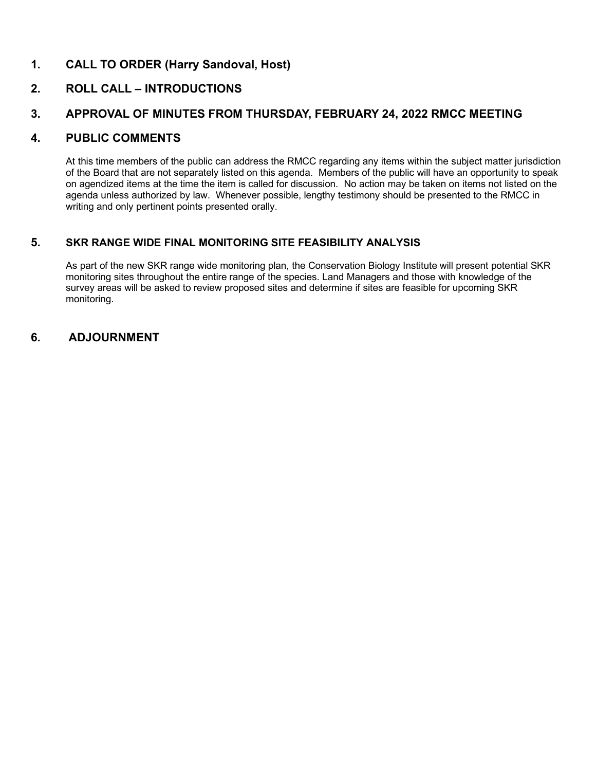## 1. CALL TO ORDER (Harry Sandoval, Host)

## 2. ROLL CALL – INTRODUCTIONS

## 3. APPROVAL OF MINUTES FROM THURSDAY, FEBRUARY 24, 2022 RMCC MEETING

## 4. PUBLIC COMMENTS

At this time members of the public can address the RMCC regarding any items within the subject matter jurisdiction of the Board that are not separately listed on this agenda. Members of the public will have an opportunity to speak on agendized items at the time the item is called for discussion. No action may be taken on items not listed on the agenda unless authorized by law. Whenever possible, lengthy testimony should be presented to the RMCC in writing and only pertinent points presented orally.

## 5. SKR RANGE WIDE FINAL MONITORING SITE FEASIBILITY ANALYSIS

As part of the new SKR range wide monitoring plan, the Conservation Biology Institute will present potential SKR monitoring sites throughout the entire range of the species. Land Managers and those with knowledge of the survey areas will be asked to review proposed sites and determine if sites are feasible for upcoming SKR monitoring.

## 6. ADJOURNMENT